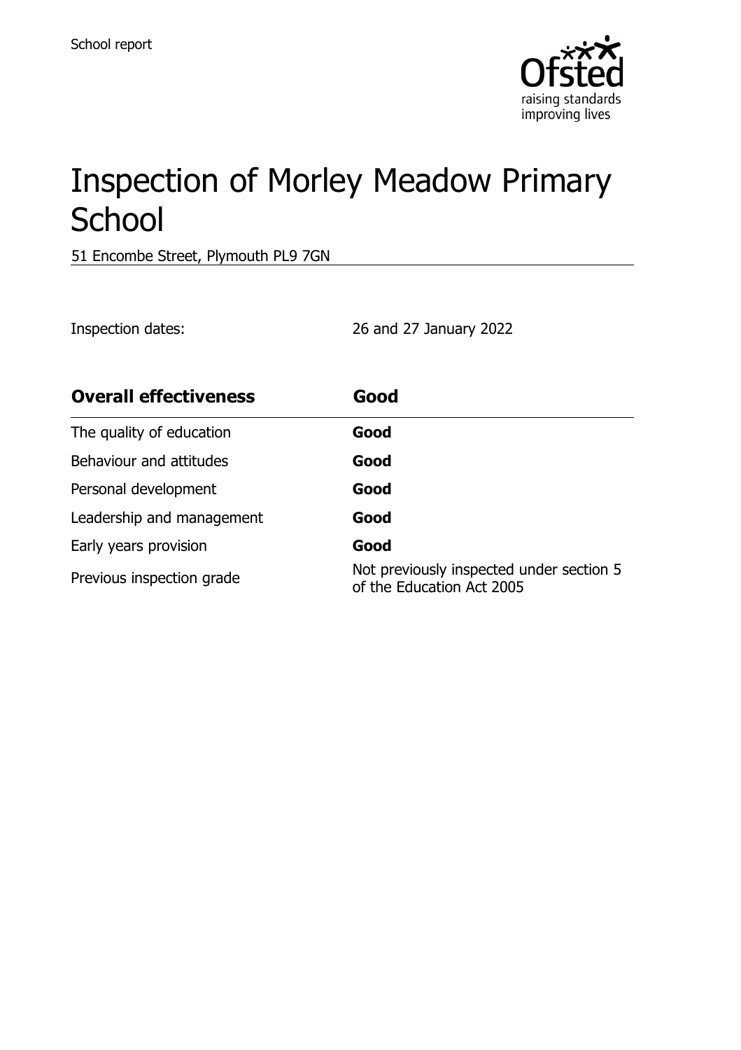School report

# Inspection of Morley Meadow Primary School

51 Encombe Street, Plymouth PL9 7GN

Inspection dates: 26 and 27 January 2022

| **Overall effectiveness** | **Good** |
| --- | --- |
| The quality of education | **Good** |
| Behaviour and attitudes | **Good** |
| Personal development | **Good** |
| Leadership and management | **Good** |
| Early years provision | **Good** |
| Previous inspection grade | Not previously inspected under section 5 of the Education Act 2005 |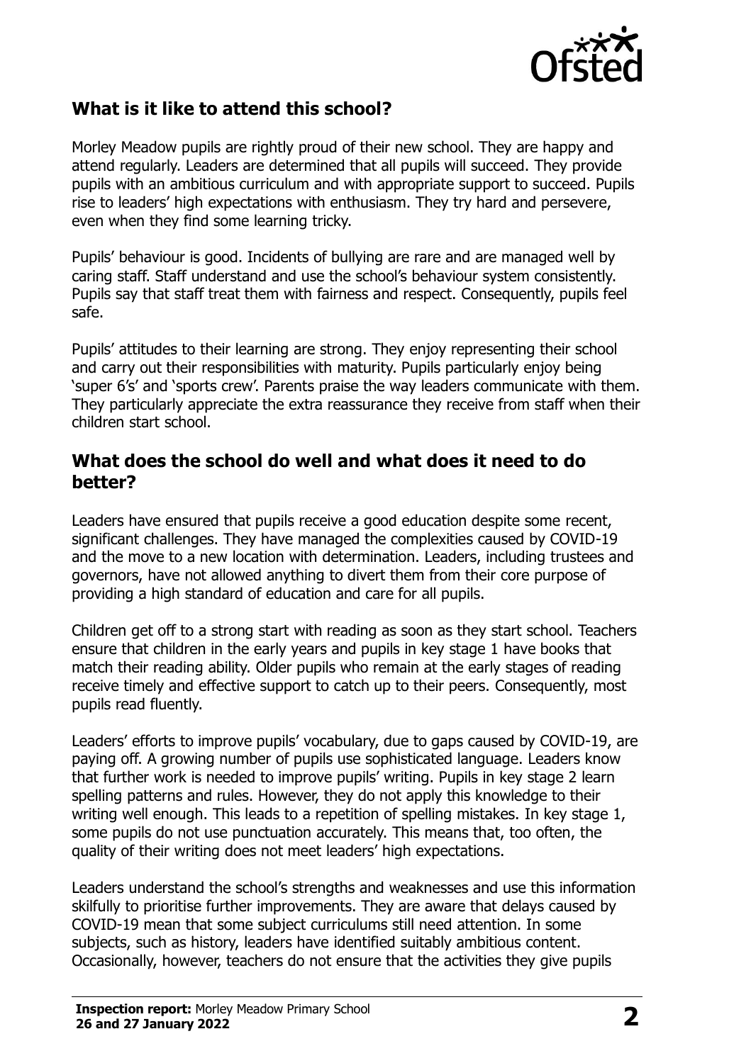## What is it like to attend this school?

Morley Meadow pupils are rightly proud of their new school. They are happy and attend regularly. Leaders are determined that all pupils will succeed. They provide pupils with an ambitious curriculum and with appropriate support to succeed. Pupils rise to leaders' high expectations with enthusiasm. They try hard and persevere, even when they find some learning tricky.

Pupils' behaviour is good. Incidents of bullying are rare and are managed well by caring staff. Staff understand and use the school's behaviour system consistently. Pupils say that staff treat them with fairness and respect. Consequently, pupils feel safe.

Pupils' attitudes to their learning are strong. They enjoy representing their school and carry out their responsibilities with maturity. Pupils particularly enjoy being 'super 6's' and 'sports crew'. Parents praise the way leaders communicate with them. They particularly appreciate the extra reassurance they receive from staff when their children start school.

## What does the school do well and what does it need to do better?

Leaders have ensured that pupils receive a good education despite some recent, significant challenges. They have managed the complexities caused by COVID-19 and the move to a new location with determination. Leaders, including trustees and governors, have not allowed anything to divert them from their core purpose of providing a high standard of education and care for all pupils.

Children get off to a strong start with reading as soon as they start school. Teachers ensure that children in the early years and pupils in key stage 1 have books that match their reading ability. Older pupils who remain at the early stages of reading receive timely and effective support to catch up to their peers. Consequently, most pupils read fluently.

Leaders' efforts to improve pupils' vocabulary, due to gaps caused by COVID-19, are paying off. A growing number of pupils use sophisticated language. Leaders know that further work is needed to improve pupils' writing. Pupils in key stage 2 learn spelling patterns and rules. However, they do not apply this knowledge to their writing well enough. This leads to a repetition of spelling mistakes. In key stage 1, some pupils do not use punctuation accurately. This means that, too often, the quality of their writing does not meet leaders' high expectations.

Leaders understand the school's strengths and weaknesses and use this information skilfully to prioritise further improvements. They are aware that delays caused by COVID-19 mean that some subject curriculums still need attention. In some subjects, such as history, leaders have identified suitably ambitious content. Occasionally, however, teachers do not ensure that the activities they give pupils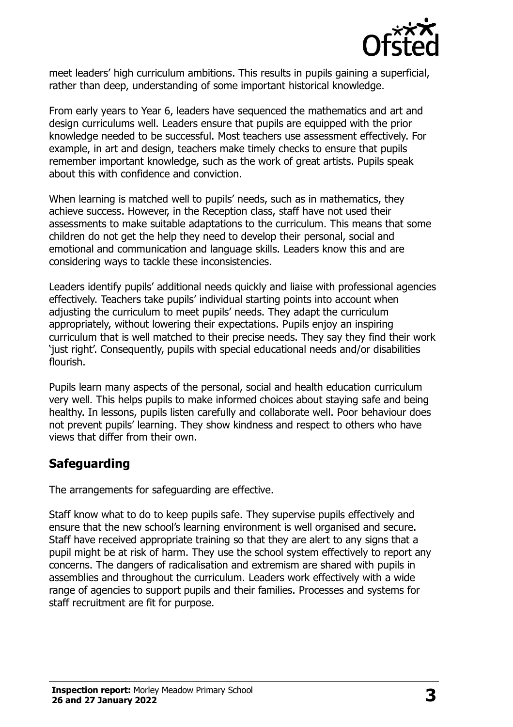meet leaders' high curriculum ambitions. This results in pupils gaining a superficial, rather than deep, understanding of some important historical knowledge.

From early years to Year 6, leaders have sequenced the mathematics and art and design curriculums well. Leaders ensure that pupils are equipped with the prior knowledge needed to be successful. Most teachers use assessment effectively. For example, in art and design, teachers make timely checks to ensure that pupils remember important knowledge, such as the work of great artists. Pupils speak about this with confidence and conviction.

When learning is matched well to pupils' needs, such as in mathematics, they achieve success. However, in the Reception class, staff have not used their assessments to make suitable adaptations to the curriculum. This means that some children do not get the help they need to develop their personal, social and emotional and communication and language skills. Leaders know this and are considering ways to tackle these inconsistencies.

Leaders identify pupils' additional needs quickly and liaise with professional agencies effectively. Teachers take pupils' individual starting points into account when adjusting the curriculum to meet pupils' needs. They adapt the curriculum appropriately, without lowering their expectations. Pupils enjoy an inspiring curriculum that is well matched to their precise needs. They say they find their work 'just right'. Consequently, pupils with special educational needs and/or disabilities flourish.

Pupils learn many aspects of the personal, social and health education curriculum very well. This helps pupils to make informed choices about staying safe and being healthy. In lessons, pupils listen carefully and collaborate well. Poor behaviour does not prevent pupils' learning. They show kindness and respect to others who have views that differ from their own.

## Safeguarding

The arrangements for safeguarding are effective.

Staff know what to do to keep pupils safe. They supervise pupils effectively and ensure that the new school's learning environment is well organised and secure. Staff have received appropriate training so that they are alert to any signs that a pupil might be at risk of harm. They use the school system effectively to report any concerns. The dangers of radicalisation and extremism are shared with pupils in assemblies and throughout the curriculum. Leaders work effectively with a wide range of agencies to support pupils and their families. Processes and systems for staff recruitment are fit for purpose.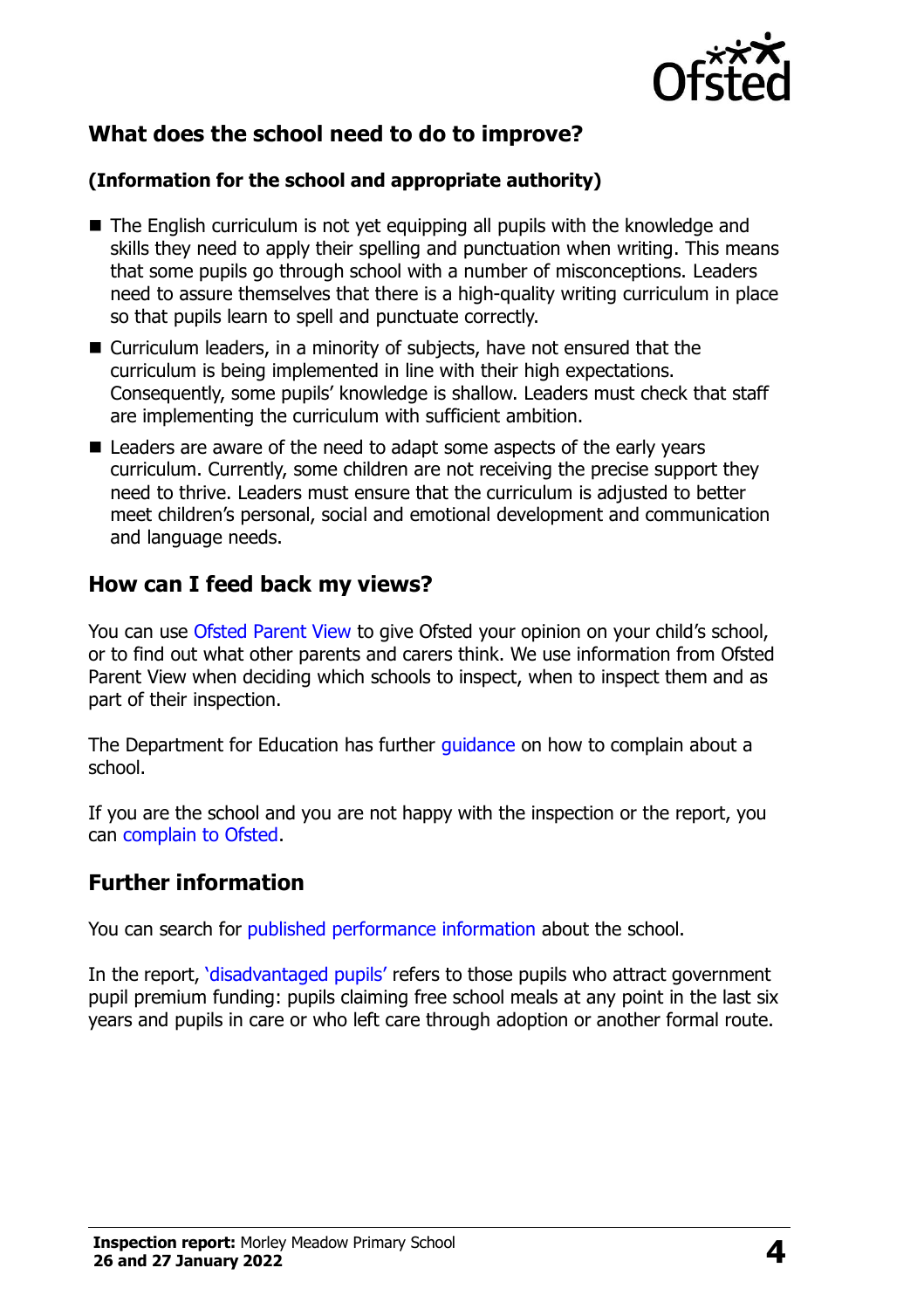## What does the school need to do to improve?

**(Information for the school and appropriate authority)**

- The English curriculum is not yet equipping all pupils with the knowledge and skills they need to apply their spelling and punctuation when writing. This means that some pupils go through school with a number of misconceptions. Leaders need to assure themselves that there is a high-quality writing curriculum in place so that pupils learn to spell and punctuate correctly.
- Curriculum leaders, in a minority of subjects, have not ensured that the curriculum is being implemented in line with their high expectations. Consequently, some pupils' knowledge is shallow. Leaders must check that staff are implementing the curriculum with sufficient ambition.
- Leaders are aware of the need to adapt some aspects of the early years curriculum. Currently, some children are not receiving the precise support they need to thrive. Leaders must ensure that the curriculum is adjusted to better meet children's personal, social and emotional development and communication and language needs.

## How can I feed back my views?

You can use Ofsted Parent View to give Ofsted your opinion on your child's school, or to find out what other parents and carers think. We use information from Ofsted Parent View when deciding which schools to inspect, when to inspect them and as part of their inspection.

The Department for Education has further guidance on how to complain about a school.

If you are the school and you are not happy with the inspection or the report, you can complain to Ofsted.

## Further information

You can search for published performance information about the school.

In the report, 'disadvantaged pupils' refers to those pupils who attract government pupil premium funding: pupils claiming free school meals at any point in the last six years and pupils in care or who left care through adoption or another formal route.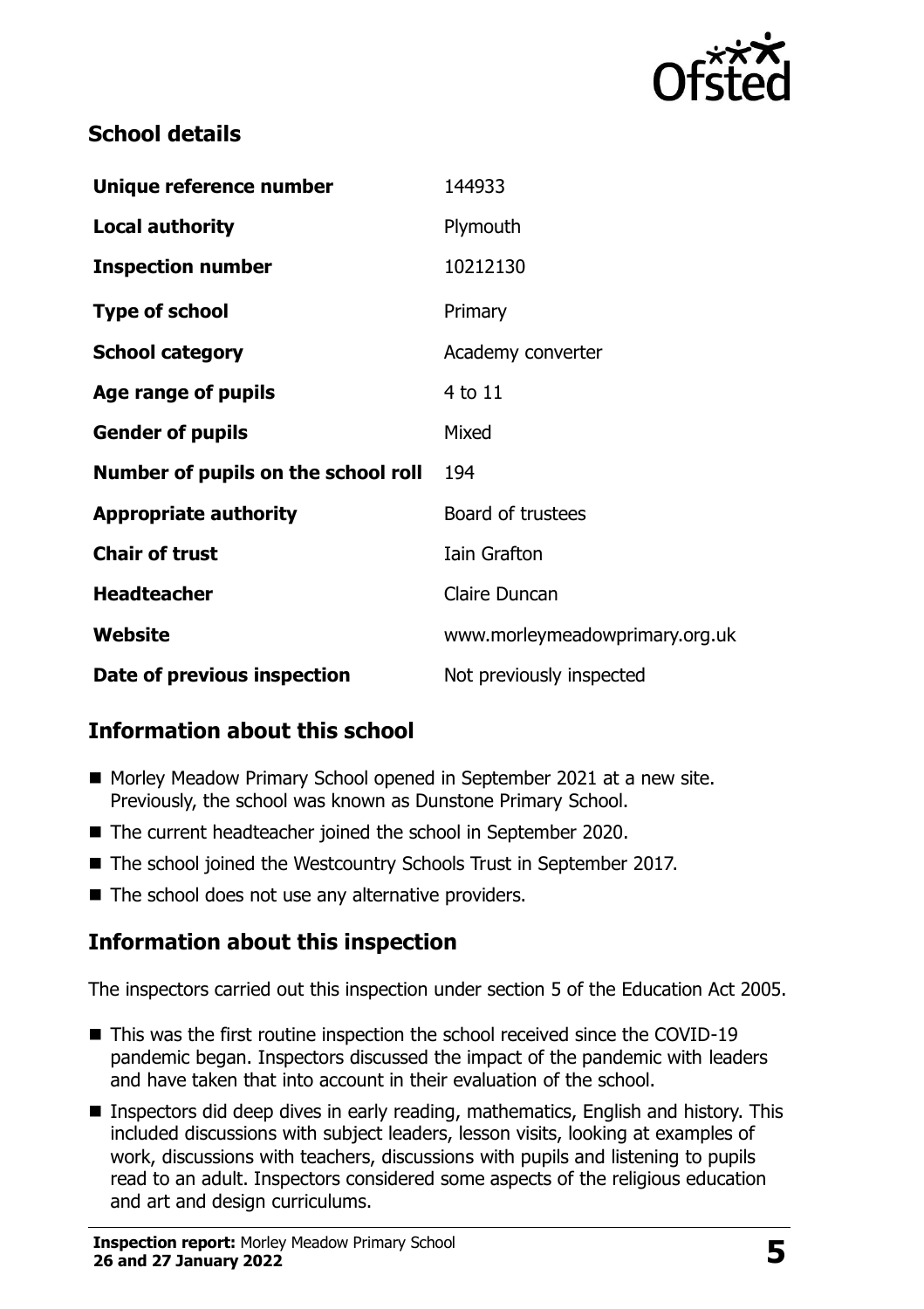## School details

| | |
|---|---|
| **Unique reference number** | 144933 |
| **Local authority** | Plymouth |
| **Inspection number** | 10212130 |
| **Type of school** | Primary |
| **School category** | Academy converter |
| **Age range of pupils** | 4 to 11 |
| **Gender of pupils** | Mixed |
| **Number of pupils on the school roll** | 194 |
| **Appropriate authority** | Board of trustees |
| **Chair of trust** | Iain Grafton |
| **Headteacher** | Claire Duncan |
| **Website** | www.morleymeadowprimary.org.uk |
| **Date of previous inspection** | Not previously inspected |

## Information about this school

- Morley Meadow Primary School opened in September 2021 at a new site. Previously, the school was known as Dunstone Primary School.
- The current headteacher joined the school in September 2020.
- The school joined the Westcountry Schools Trust in September 2017.
- The school does not use any alternative providers.

## Information about this inspection

The inspectors carried out this inspection under section 5 of the Education Act 2005.

- This was the first routine inspection the school received since the COVID-19 pandemic began. Inspectors discussed the impact of the pandemic with leaders and have taken that into account in their evaluation of the school.
- Inspectors did deep dives in early reading, mathematics, English and history. This included discussions with subject leaders, lesson visits, looking at examples of work, discussions with teachers, discussions with pupils and listening to pupils read to an adult. Inspectors considered some aspects of the religious education and art and design curriculums.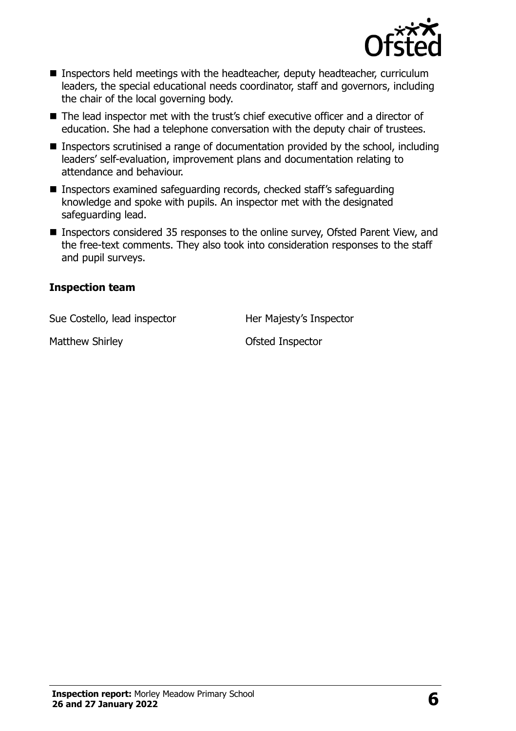- Inspectors held meetings with the headteacher, deputy headteacher, curriculum leaders, the special educational needs coordinator, staff and governors, including the chair of the local governing body.
- The lead inspector met with the trust's chief executive officer and a director of education. She had a telephone conversation with the deputy chair of trustees.
- Inspectors scrutinised a range of documentation provided by the school, including leaders' self-evaluation, improvement plans and documentation relating to attendance and behaviour.
- Inspectors examined safeguarding records, checked staff's safeguarding knowledge and spoke with pupils. An inspector met with the designated safeguarding lead.
- Inspectors considered 35 responses to the online survey, Ofsted Parent View, and the free-text comments. They also took into consideration responses to the staff and pupil surveys.

### Inspection team

| | |
|---|---|
| Sue Costello, lead inspector | Her Majesty's Inspector |
| Matthew Shirley | Ofsted Inspector |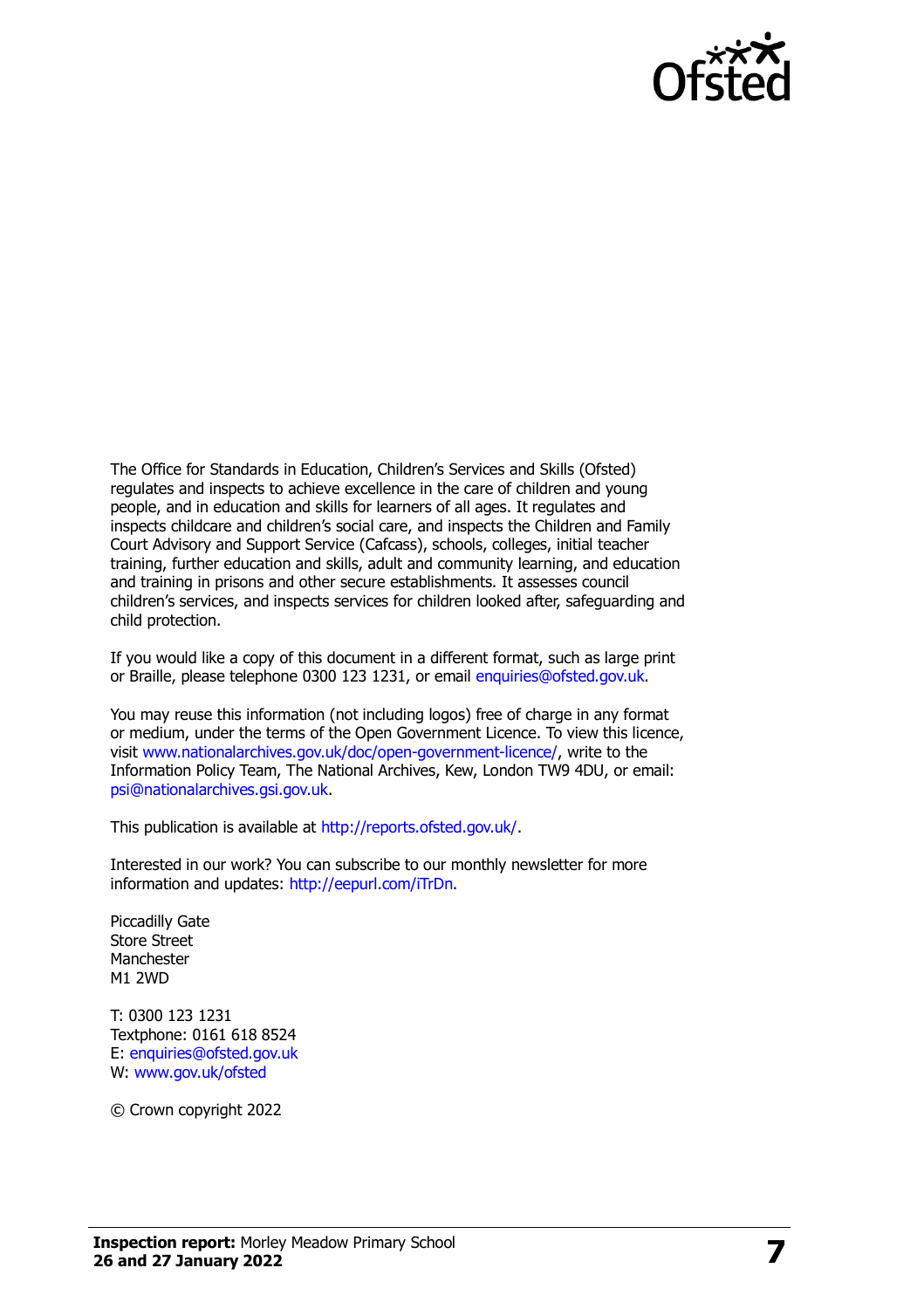The Office for Standards in Education, Children's Services and Skills (Ofsted) regulates and inspects to achieve excellence in the care of children and young people, and in education and skills for learners of all ages. It regulates and inspects childcare and children's social care, and inspects the Children and Family Court Advisory and Support Service (Cafcass), schools, colleges, initial teacher training, further education and skills, adult and community learning, and education and training in prisons and other secure establishments. It assesses council children's services, and inspects services for children looked after, safeguarding and child protection.

If you would like a copy of this document in a different format, such as large print or Braille, please telephone 0300 123 1231, or email enquiries@ofsted.gov.uk.

You may reuse this information (not including logos) free of charge in any format or medium, under the terms of the Open Government Licence. To view this licence, visit www.nationalarchives.gov.uk/doc/open-government-licence/, write to the Information Policy Team, The National Archives, Kew, London TW9 4DU, or email: psi@nationalarchives.gsi.gov.uk.

This publication is available at http://reports.ofsted.gov.uk/.

Interested in our work? You can subscribe to our monthly newsletter for more information and updates: http://eepurl.com/iTrDn.

Piccadilly Gate
Store Street
Manchester
M1 2WD

T: 0300 123 1231
Textphone: 0161 618 8524
E: enquiries@ofsted.gov.uk
W: www.gov.uk/ofsted

© Crown copyright 2022